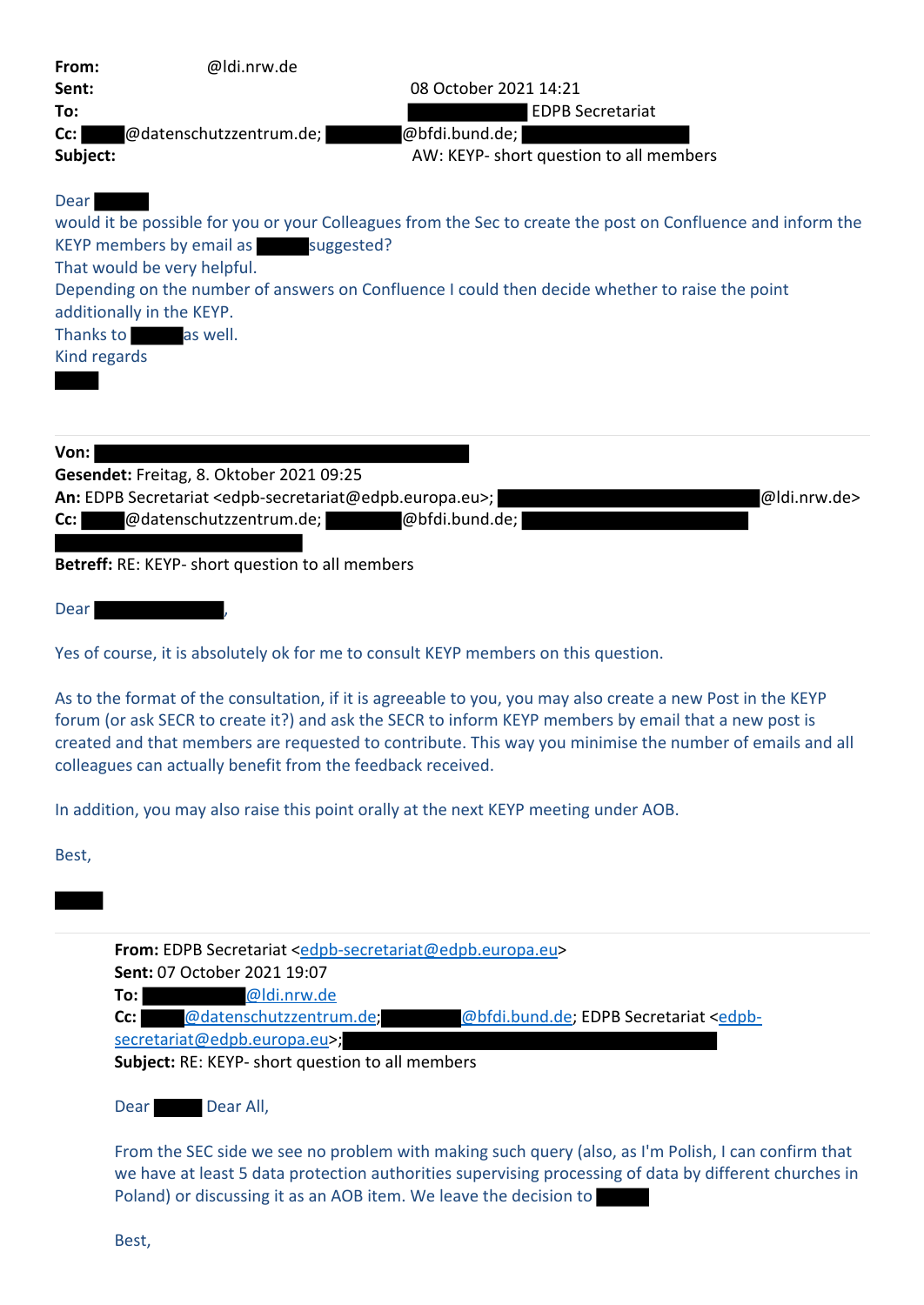**From:** @ldi.nrw.de
**Sent:** 08 October 2021 14:21
**To:** EDPB Secretariat
**Cc:** @datenschutzzentrum.de; @bfdi.bund.de;
**Subject:** AW: KEYP- short question to all members

Dear

would it be possible for you or your Colleagues from the Sec to create the post on Confluence and inform the KEYP members by email as suggested?

That would be very helpful.

Depending on the number of answers on Confluence I could then decide whether to raise the point additionally in the KEYP.

Thanks to as well.

Kind regards

---

**Von:**
**Gesendet:** Freitag, 8. Oktober 2021 09:25
**An:** EDPB Secretariat <edpb-secretariat@edpb.europa.eu>; @ldi.nrw.de>
**Cc:** @datenschutzzentrum.de; @bfdi.bund.de;
**Betreff:** RE: KEYP- short question to all members

Dear ,

Yes of course, it is absolutely ok for me to consult KEYP members on this question.

As to the format of the consultation, if it is agreeable to you, you may also create a new Post in the KEYP forum (or ask SECR to create it?) and ask the SECR to inform KEYP members by email that a new post is created and that members are requested to contribute. This way you minimise the number of emails and all colleagues can actually benefit from the feedback received.

In addition, you may also raise this point orally at the next KEYP meeting under AOB.

Best,

---

**From:** EDPB Secretariat <edpb-secretariat@edpb.europa.eu>
**Sent:** 07 October 2021 19:07
**To:** @ldi.nrw.de
**Cc:** @datenschutzzentrum.de; @bfdi.bund.de; EDPB Secretariat <edpb-secretariat@edpb.europa.eu>;
**Subject:** RE: KEYP- short question to all members

Dear Dear All,

From the SEC side we see no problem with making such query (also, as I'm Polish, I can confirm that we have at least 5 data protection authorities supervising processing of data by different churches in Poland) or discussing it as an AOB item. We leave the decision to

Best,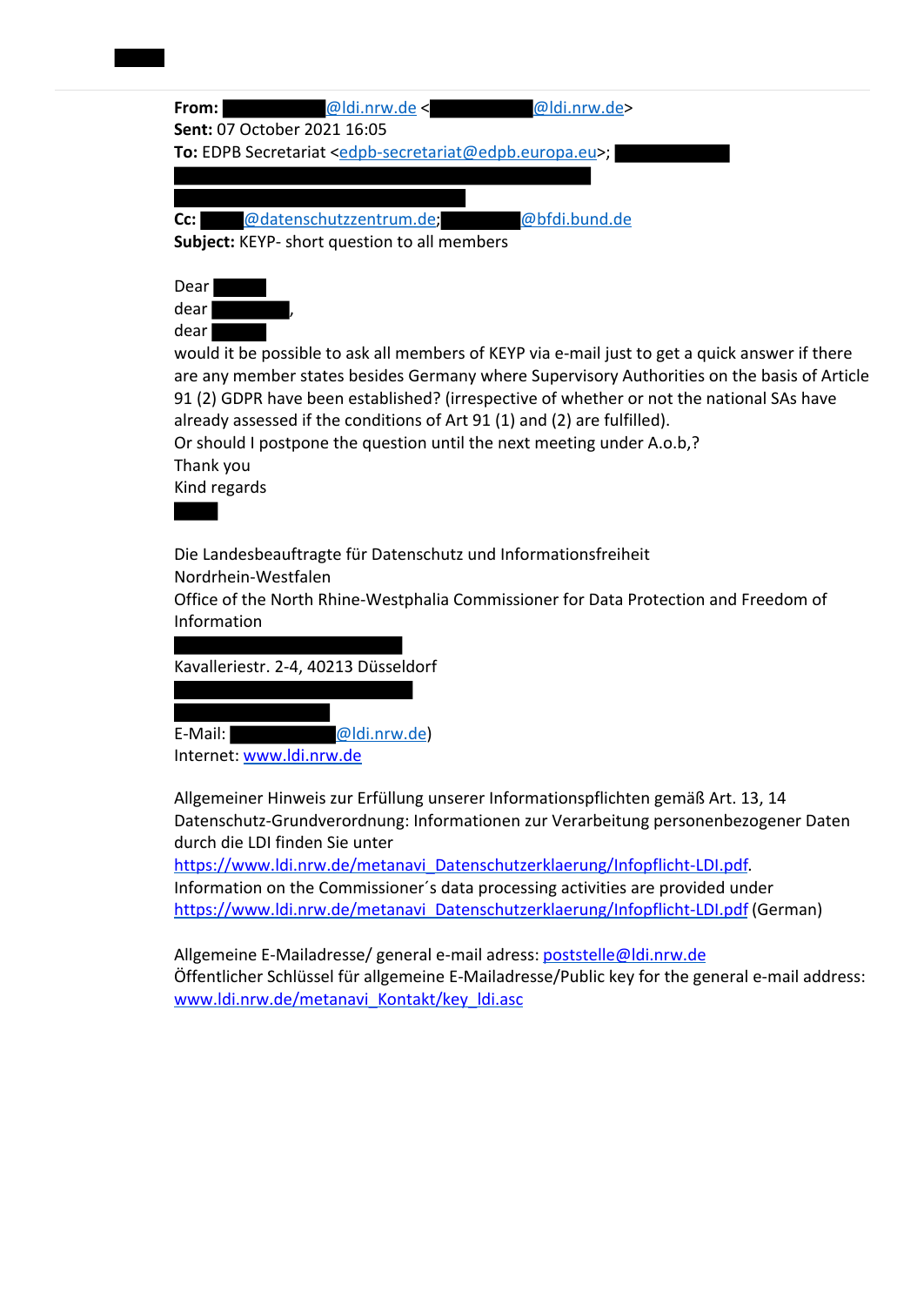**From:** @ldi.nrw.de < @ldi.nrw.de>
**Sent:** 07 October 2021 16:05
**To:** EDPB Secretariat <edpb-secretariat@edpb.europa.eu>;

**Cc:** @datenschutzzentrum.de; @bfdi.bund.de
**Subject:** KEYP- short question to all members

Dear
dear ,
dear
would it be possible to ask all members of KEYP via e-mail just to get a quick answer if there are any member states besides Germany where Supervisory Authorities on the basis of Article 91 (2) GDPR have been established? (irrespective of whether or not the national SAs have already assessed if the conditions of Art 91 (1) and (2) are fulfilled).
Or should I postpone the question until the next meeting under A.o.b,?
Thank you
Kind regards

Die Landesbeauftragte für Datenschutz und Informationsfreiheit
Nordrhein-Westfalen
Office of the North Rhine-Westphalia Commissioner for Data Protection and Freedom of Information

Kavalleriestr. 2-4, 40213 Düsseldorf

E-Mail: @ldi.nrw.de)
Internet: www.ldi.nrw.de

Allgemeiner Hinweis zur Erfüllung unserer Informationspflichten gemäß Art. 13, 14 Datenschutz-Grundverordnung: Informationen zur Verarbeitung personenbezogener Daten durch die LDI finden Sie unter
https://www.ldi.nrw.de/metanavi_Datenschutzerklaerung/Infopflicht-LDI.pdf.
Information on the Commissioner´s data processing activities are provided under
https://www.ldi.nrw.de/metanavi_Datenschutzerklaerung/Infopflicht-LDI.pdf (German)

Allgemeine E-Mailadresse/ general e-mail adress: poststelle@ldi.nrw.de
Öffentlicher Schlüssel für allgemeine E-Mailadresse/Public key for the general e-mail address:
www.ldi.nrw.de/metanavi_Kontakt/key_ldi.asc